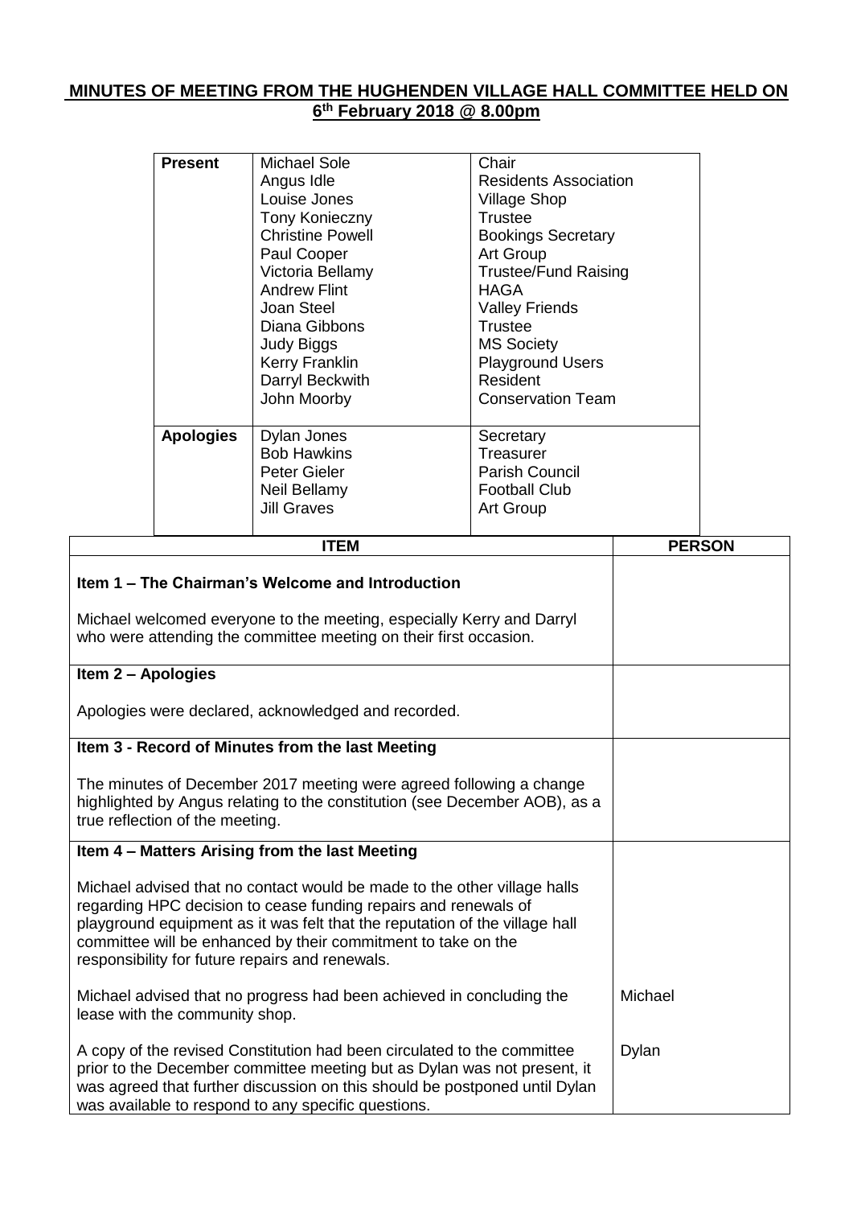# MINUTES OF MEETING FROM THE HUGHENDEN VILLAGE HALL COMMITTEE HELD ON 6th February 2018 @ 8.00pm

| | | |
|---|---|---|
| **Present** | Michael Sole | Chair |
| | Angus Idle | Residents Association |
| | Louise Jones | Village Shop |
| | Tony Konieczny | Trustee |
| | Christine Powell | Bookings Secretary |
| | Paul Cooper | Art Group |
| | Victoria Bellamy | Trustee/Fund Raising |
| | Andrew Flint | HAGA |
| | Joan Steel | Valley Friends |
| | Diana Gibbons | Trustee |
| | Judy Biggs | MS Society |
| | Kerry Franklin | Playground Users |
| | Darryl Beckwith | Resident |
| | John Moorby | Conservation Team |
| **Apologies** | Dylan Jones | Secretary |
| | Bob Hawkins | Treasurer |
| | Peter Gieler | Parish Council |
| | Neil Bellamy | Football Club |
| | Jill Graves | Art Group |

| ITEM | PERSON |
|---|---|
| **Item 1 – The Chairman's Welcome and Introduction**<br><br>Michael welcomed everyone to the meeting, especially Kerry and Darryl who were attending the committee meeting on their first occasion. | |
| **Item 2 – Apologies**<br><br>Apologies were declared, acknowledged and recorded. | |
| **Item 3 - Record of Minutes from the last Meeting**<br><br>The minutes of December 2017 meeting were agreed following a change highlighted by Angus relating to the constitution (see December AOB), as a true reflection of the meeting. | |
| **Item 4 – Matters Arising from the last Meeting**<br><br>Michael advised that no contact would be made to the other village halls regarding HPC decision to cease funding repairs and renewals of playground equipment as it was felt that the reputation of the village hall committee will be enhanced by their commitment to take on the responsibility for future repairs and renewals. | |
| Michael advised that no progress had been achieved in concluding the lease with the community shop. | Michael |
| A copy of the revised Constitution had been circulated to the committee prior to the December committee meeting but as Dylan was not present, it was agreed that further discussion on this should be postponed until Dylan was available to respond to any specific questions. | Dylan |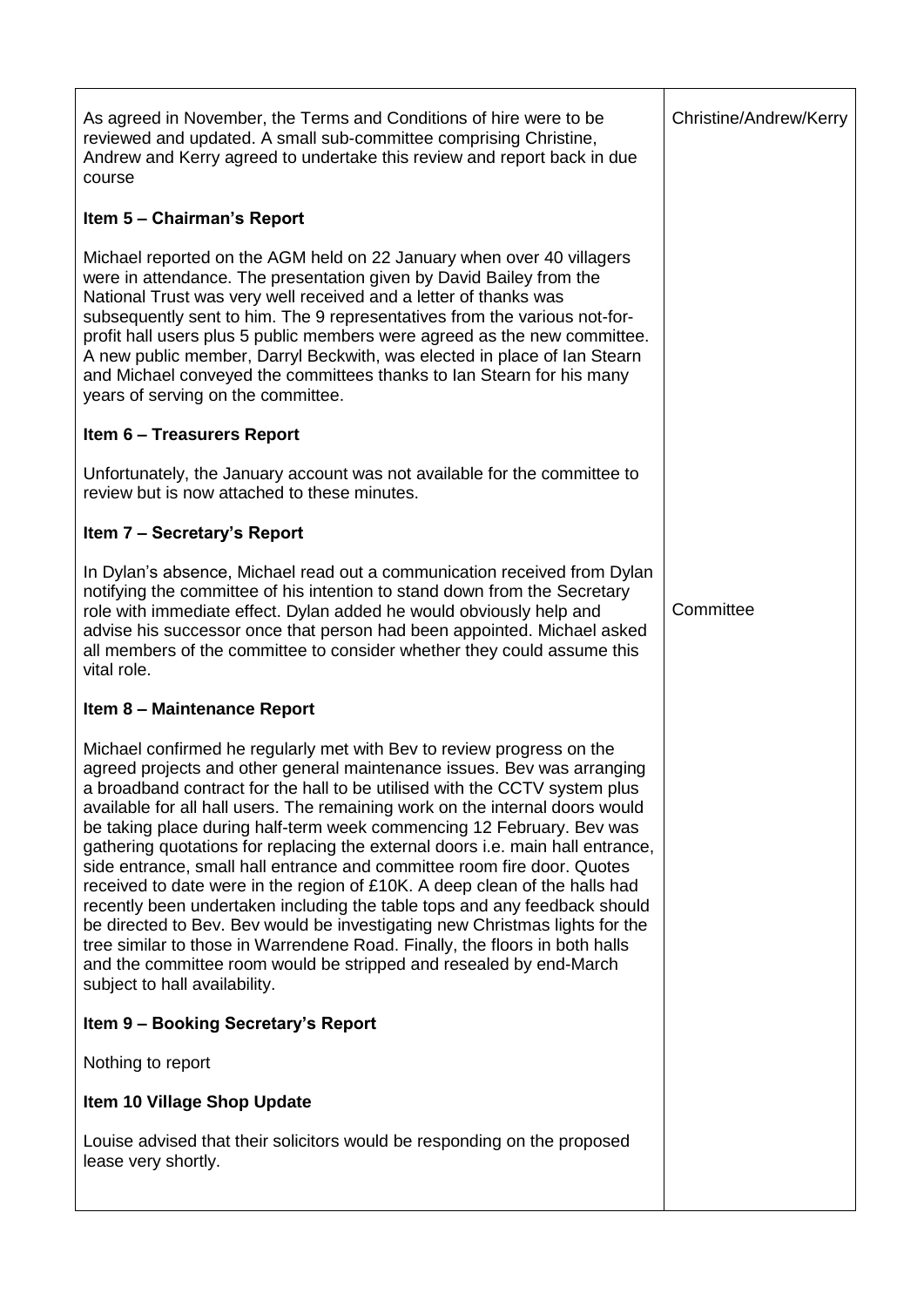| | |
|---|---|
| As agreed in November, the Terms and Conditions of hire were to be reviewed and updated. A small sub-committee comprising Christine, Andrew and Kerry agreed to undertake this review and report back in due course | Christine/Andrew/Kerry |
| **Item 5 – Chairman's Report** | |
| Michael reported on the AGM held on 22 January when over 40 villagers were in attendance. The presentation given by David Bailey from the National Trust was very well received and a letter of thanks was subsequently sent to him. The 9 representatives from the various not-for-profit hall users plus 5 public members were agreed as the new committee. A new public member, Darryl Beckwith, was elected in place of Ian Stearn and Michael conveyed the committees thanks to Ian Stearn for his many years of serving on the committee. | |
| **Item 6 – Treasurers Report** | |
| Unfortunately, the January account was not available for the committee to review but is now attached to these minutes. | |
| **Item 7 – Secretary's Report** | |
| In Dylan's absence, Michael read out a communication received from Dylan notifying the committee of his intention to stand down from the Secretary role with immediate effect. Dylan added he would obviously help and advise his successor once that person had been appointed. Michael asked all members of the committee to consider whether they could assume this vital role. | Committee |
| **Item 8 – Maintenance Report** | |
| Michael confirmed he regularly met with Bev to review progress on the agreed projects and other general maintenance issues. Bev was arranging a broadband contract for the hall to be utilised with the CCTV system plus available for all hall users. The remaining work on the internal doors would be taking place during half-term week commencing 12 February. Bev was gathering quotations for replacing the external doors i.e. main hall entrance, side entrance, small hall entrance and committee room fire door. Quotes received to date were in the region of £10K. A deep clean of the halls had recently been undertaken including the table tops and any feedback should be directed to Bev. Bev would be investigating new Christmas lights for the tree similar to those in Warrendene Road. Finally, the floors in both halls and the committee room would be stripped and resealed by end-March subject to hall availability. | |
| **Item 9 – Booking Secretary's Report** | |
| Nothing to report | |
| **Item 10 Village Shop Update** | |
| Louise advised that their solicitors would be responding on the proposed lease very shortly. | |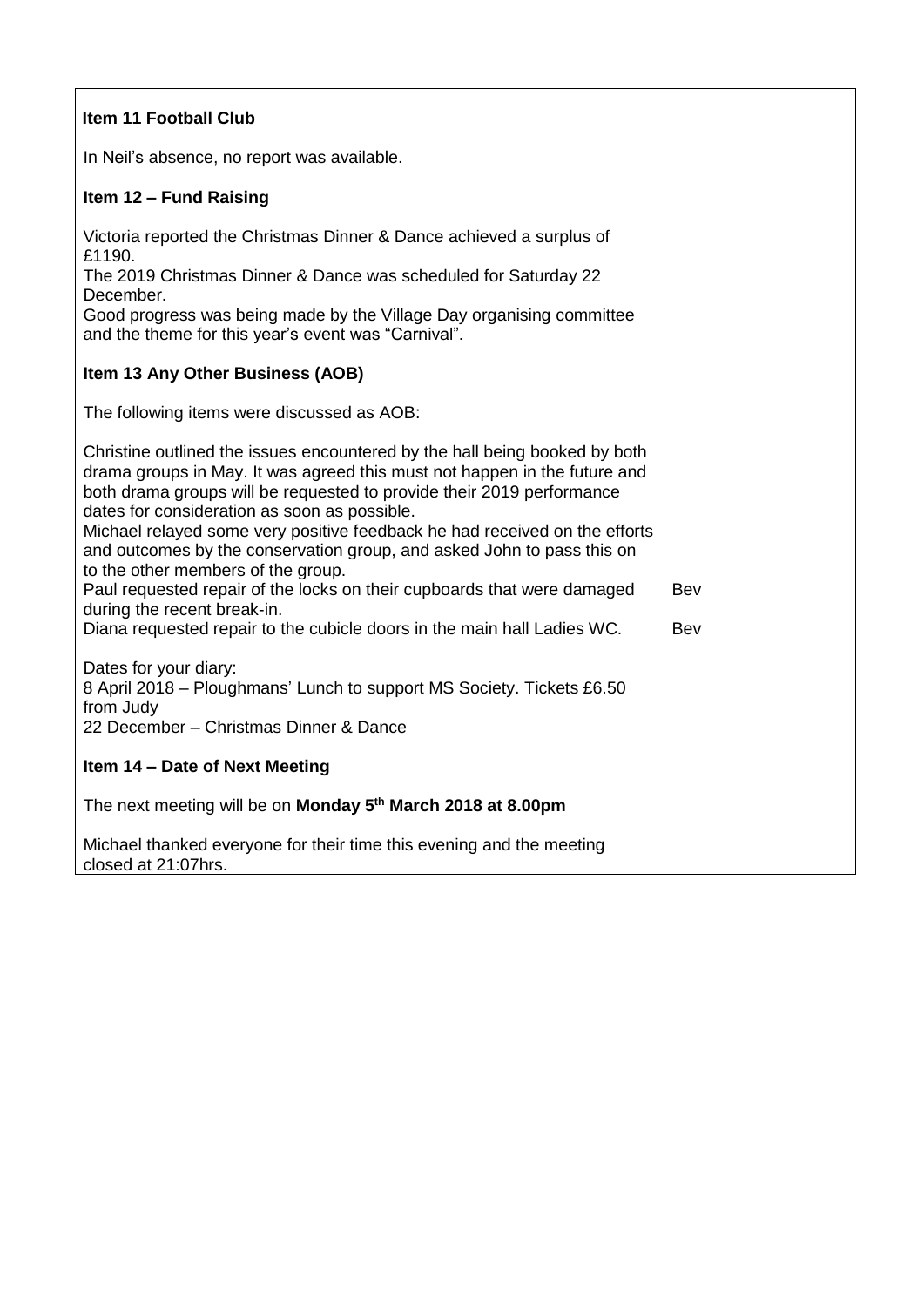| | |
|---|---|
| **Item 11 Football Club**<br><br>In Neil's absence, no report was available.<br><br>**Item 12 – Fund Raising**<br><br>Victoria reported the Christmas Dinner & Dance achieved a surplus of £1190.<br>The 2019 Christmas Dinner & Dance was scheduled for Saturday 22 December.<br>Good progress was being made by the Village Day organising committee and the theme for this year's event was "Carnival".<br><br>**Item 13 Any Other Business (AOB)**<br><br>The following items were discussed as AOB:<br><br>Christine outlined the issues encountered by the hall being booked by both drama groups in May. It was agreed this must not happen in the future and both drama groups will be requested to provide their 2019 performance dates for consideration as soon as possible.<br>Michael relayed some very positive feedback he had received on the efforts and outcomes by the conservation group, and asked John to pass this on to the other members of the group. | |
| Paul requested repair of the locks on their cupboards that were damaged during the recent break-in. | Bev |
| Diana requested repair to the cubicle doors in the main hall Ladies WC. | Bev |
| Dates for your diary:<br>8 April 2018 – Ploughmans' Lunch to support MS Society. Tickets £6.50 from Judy<br>22 December – Christmas Dinner & Dance<br><br>**Item 14 – Date of Next Meeting**<br><br>The next meeting will be on **Monday 5th March 2018 at 8.00pm**<br><br>Michael thanked everyone for their time this evening and the meeting closed at 21:07hrs. | |